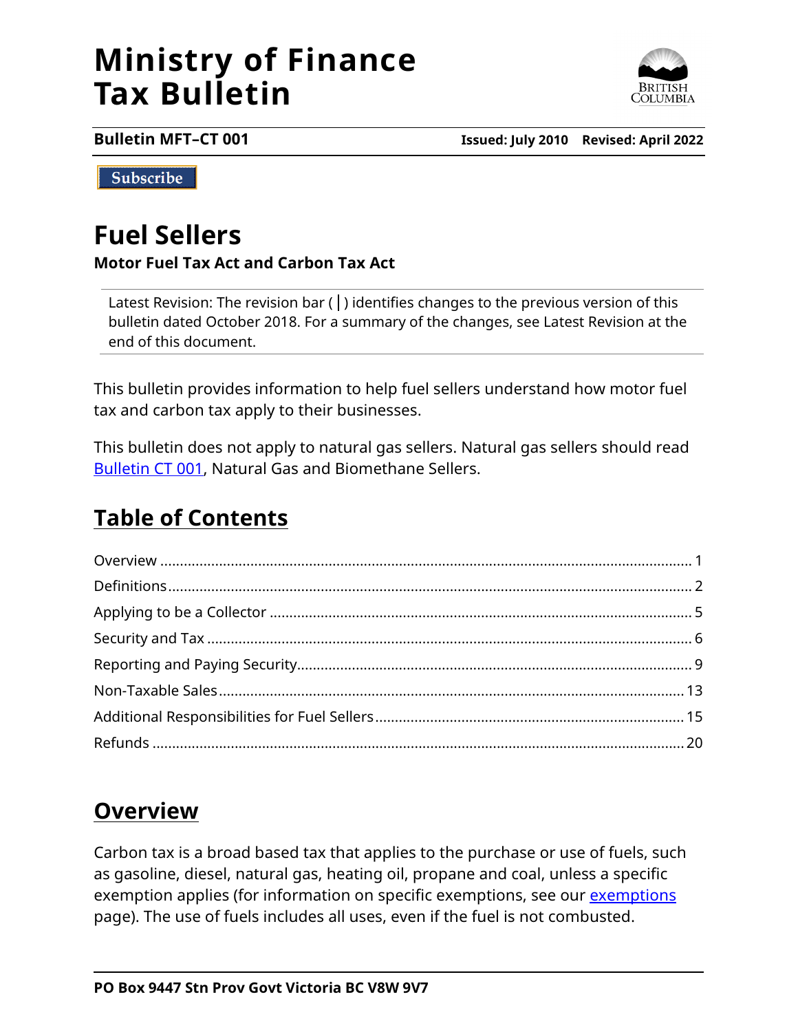# Ministry of Finance Tax Bulletin

**Bulletin MFT–CT 001** **Issued: July 2010 Revised: April 2022**

Subscribe

## Fuel Sellers

**Motor Fuel Tax Act and Carbon Tax Act**

Latest Revision: The revision bar ( | ) identifies changes to the previous version of this bulletin dated October 2018. For a summary of the changes, see Latest Revision at the end of this document.

This bulletin provides information to help fuel sellers understand how motor fuel tax and carbon tax apply to their businesses.

This bulletin does not apply to natural gas sellers. Natural gas sellers should read Bulletin CT 001, Natural Gas and Biomethane Sellers.

## Table of Contents

| | |
|---|---|
| Overview | 1 |
| Definitions | 2 |
| Applying to be a Collector | 5 |
| Security and Tax | 6 |
| Reporting and Paying Security | 9 |
| Non-Taxable Sales | 13 |
| Additional Responsibilities for Fuel Sellers | 15 |
| Refunds | 20 |

## Overview

Carbon tax is a broad based tax that applies to the purchase or use of fuels, such as gasoline, diesel, natural gas, heating oil, propane and coal, unless a specific exemption applies (for information on specific exemptions, see our exemptions page). The use of fuels includes all uses, even if the fuel is not combusted.

**PO Box 9447 Stn Prov Govt Victoria BC V8W 9V7**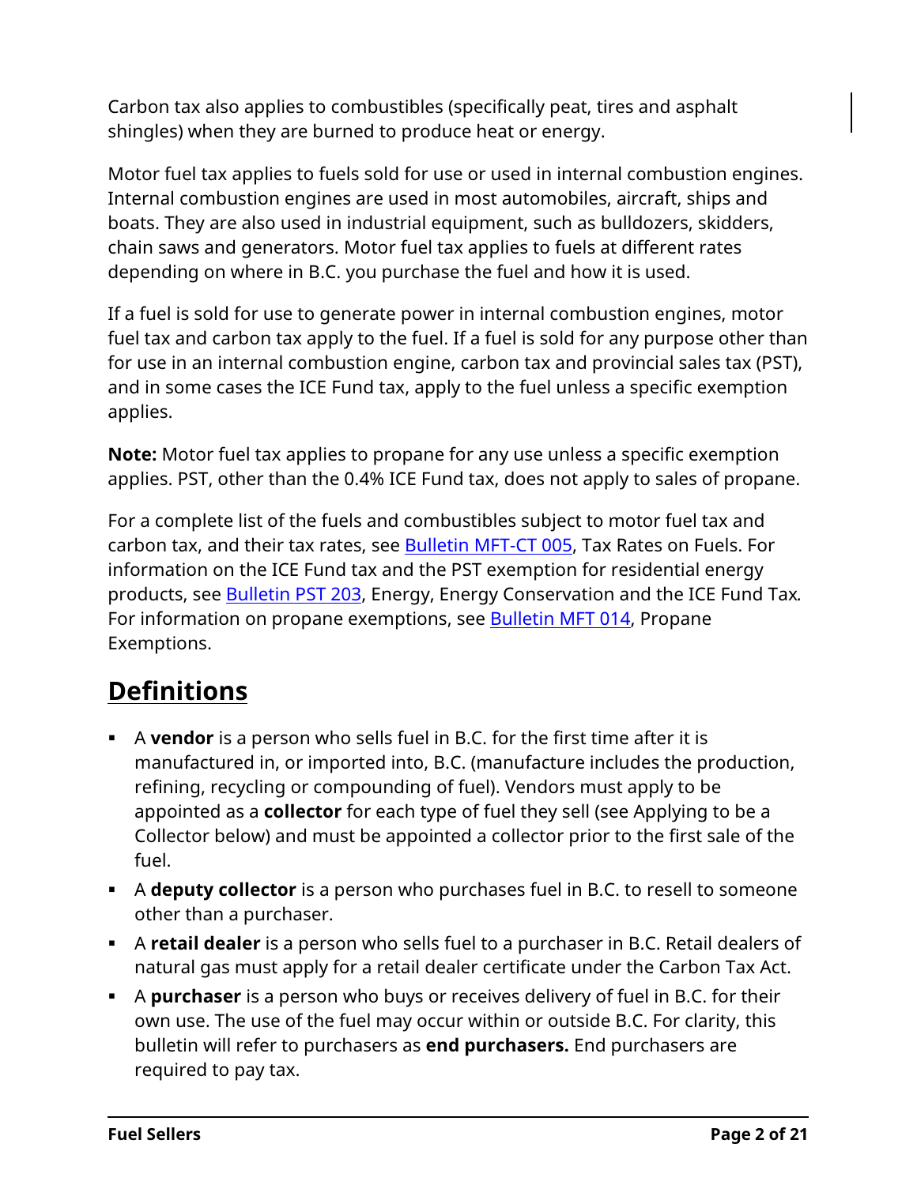Carbon tax also applies to combustibles (specifically peat, tires and asphalt shingles) when they are burned to produce heat or energy.

Motor fuel tax applies to fuels sold for use or used in internal combustion engines. Internal combustion engines are used in most automobiles, aircraft, ships and boats. They are also used in industrial equipment, such as bulldozers, skidders, chain saws and generators. Motor fuel tax applies to fuels at different rates depending on where in B.C. you purchase the fuel and how it is used.

If a fuel is sold for use to generate power in internal combustion engines, motor fuel tax and carbon tax apply to the fuel. If a fuel is sold for any purpose other than for use in an internal combustion engine, carbon tax and provincial sales tax (PST), and in some cases the ICE Fund tax, apply to the fuel unless a specific exemption applies.

**Note:** Motor fuel tax applies to propane for any use unless a specific exemption applies. PST, other than the 0.4% ICE Fund tax, does not apply to sales of propane.

For a complete list of the fuels and combustibles subject to motor fuel tax and carbon tax, and their tax rates, see Bulletin MFT-CT 005, Tax Rates on Fuels. For information on the ICE Fund tax and the PST exemption for residential energy products, see Bulletin PST 203, Energy, Energy Conservation and the ICE Fund Tax. For information on propane exemptions, see Bulletin MFT 014, Propane Exemptions.

## Definitions

- A **vendor** is a person who sells fuel in B.C. for the first time after it is manufactured in, or imported into, B.C. (manufacture includes the production, refining, recycling or compounding of fuel). Vendors must apply to be appointed as a **collector** for each type of fuel they sell (see Applying to be a Collector below) and must be appointed a collector prior to the first sale of the fuel.
- A **deputy collector** is a person who purchases fuel in B.C. to resell to someone other than a purchaser.
- A **retail dealer** is a person who sells fuel to a purchaser in B.C. Retail dealers of natural gas must apply for a retail dealer certificate under the Carbon Tax Act.
- A **purchaser** is a person who buys or receives delivery of fuel in B.C. for their own use. The use of the fuel may occur within or outside B.C. For clarity, this bulletin will refer to purchasers as **end purchasers.** End purchasers are required to pay tax.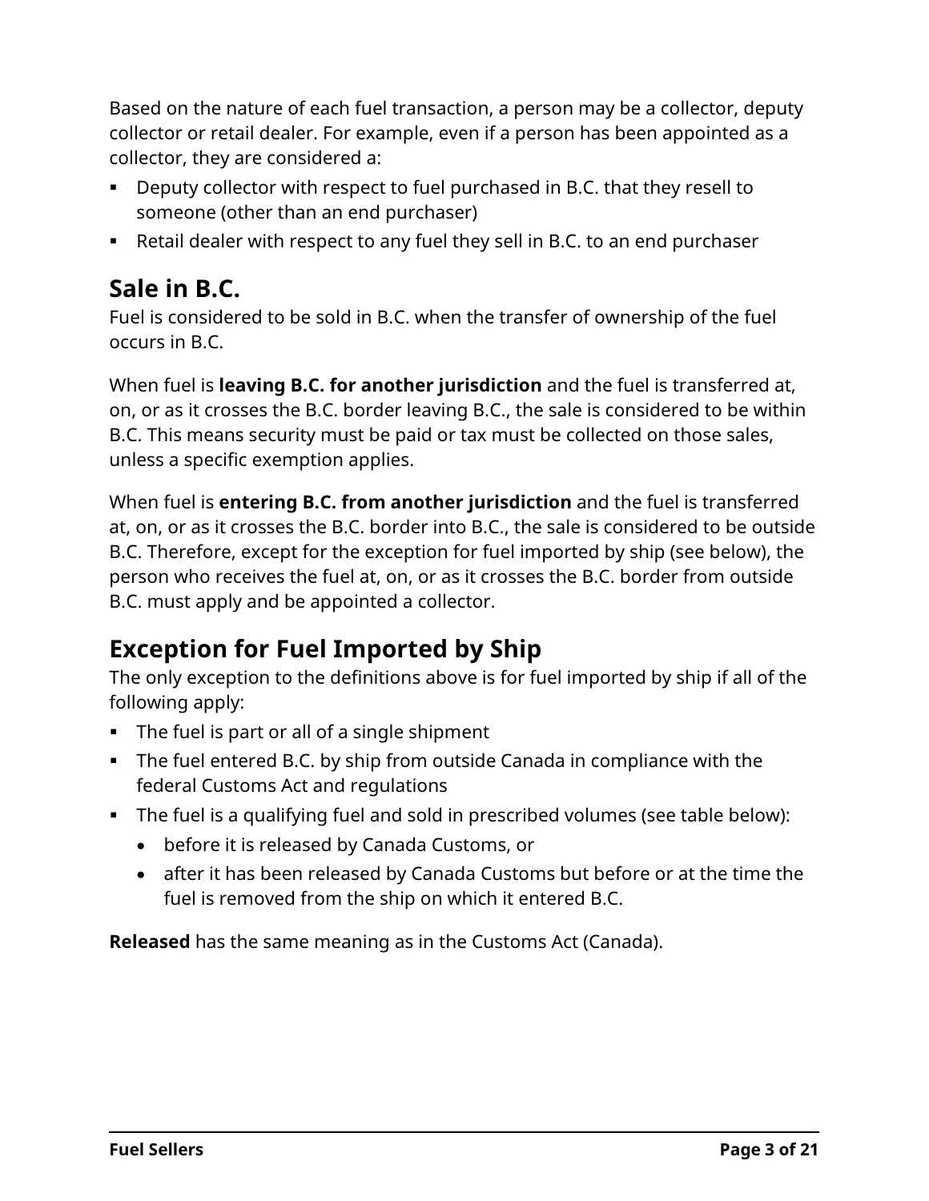Based on the nature of each fuel transaction, a person may be a collector, deputy collector or retail dealer. For example, even if a person has been appointed as a collector, they are considered a:

- Deputy collector with respect to fuel purchased in B.C. that they resell to someone (other than an end purchaser)
- Retail dealer with respect to any fuel they sell in B.C. to an end purchaser

## Sale in B.C.

Fuel is considered to be sold in B.C. when the transfer of ownership of the fuel occurs in B.C.

When fuel is **leaving B.C. for another jurisdiction** and the fuel is transferred at, on, or as it crosses the B.C. border leaving B.C., the sale is considered to be within B.C. This means security must be paid or tax must be collected on those sales, unless a specific exemption applies.

When fuel is **entering B.C. from another jurisdiction** and the fuel is transferred at, on, or as it crosses the B.C. border into B.C., the sale is considered to be outside B.C. Therefore, except for the exception for fuel imported by ship (see below), the person who receives the fuel at, on, or as it crosses the B.C. border from outside B.C. must apply and be appointed a collector.

## Exception for Fuel Imported by Ship

The only exception to the definitions above is for fuel imported by ship if all of the following apply:

- The fuel is part or all of a single shipment
- The fuel entered B.C. by ship from outside Canada in compliance with the federal Customs Act and regulations
- The fuel is a qualifying fuel and sold in prescribed volumes (see table below):
  - before it is released by Canada Customs, or
  - after it has been released by Canada Customs but before or at the time the fuel is removed from the ship on which it entered B.C.

**Released** has the same meaning as in the Customs Act (Canada).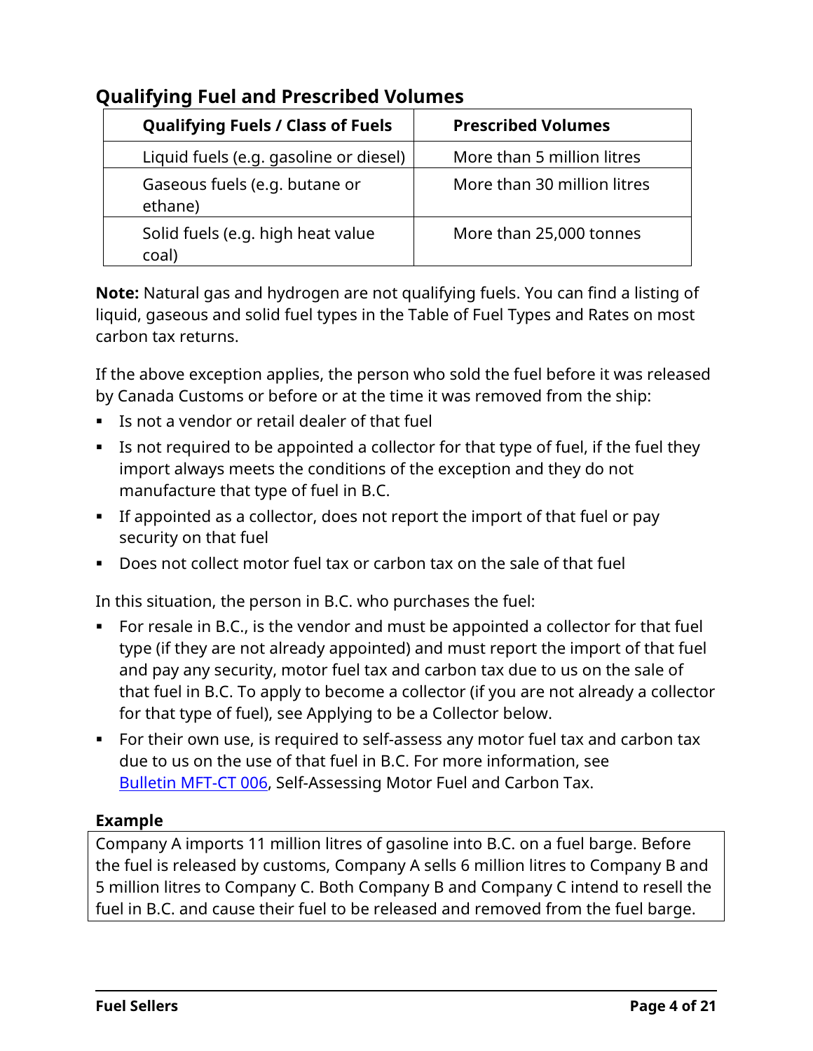## Qualifying Fuel and Prescribed Volumes

| Qualifying Fuels / Class of Fuels | Prescribed Volumes |
| --- | --- |
| Liquid fuels (e.g. gasoline or diesel) | More than 5 million litres |
| Gaseous fuels (e.g. butane or ethane) | More than 30 million litres |
| Solid fuels (e.g. high heat value coal) | More than 25,000 tonnes |

**Note:** Natural gas and hydrogen are not qualifying fuels. You can find a listing of liquid, gaseous and solid fuel types in the Table of Fuel Types and Rates on most carbon tax returns.

If the above exception applies, the person who sold the fuel before it was released by Canada Customs or before or at the time it was removed from the ship:

- Is not a vendor or retail dealer of that fuel
- Is not required to be appointed a collector for that type of fuel, if the fuel they import always meets the conditions of the exception and they do not manufacture that type of fuel in B.C.
- If appointed as a collector, does not report the import of that fuel or pay security on that fuel
- Does not collect motor fuel tax or carbon tax on the sale of that fuel

In this situation, the person in B.C. who purchases the fuel:

- For resale in B.C., is the vendor and must be appointed a collector for that fuel type (if they are not already appointed) and must report the import of that fuel and pay any security, motor fuel tax and carbon tax due to us on the sale of that fuel in B.C. To apply to become a collector (if you are not already a collector for that type of fuel), see Applying to be a Collector below.
- For their own use, is required to self-assess any motor fuel tax and carbon tax due to us on the use of that fuel in B.C. For more information, see Bulletin MFT-CT 006, Self-Assessing Motor Fuel and Carbon Tax.

**Example**

Company A imports 11 million litres of gasoline into B.C. on a fuel barge. Before the fuel is released by customs, Company A sells 6 million litres to Company B and 5 million litres to Company C. Both Company B and Company C intend to resell the fuel in B.C. and cause their fuel to be released and removed from the fuel barge.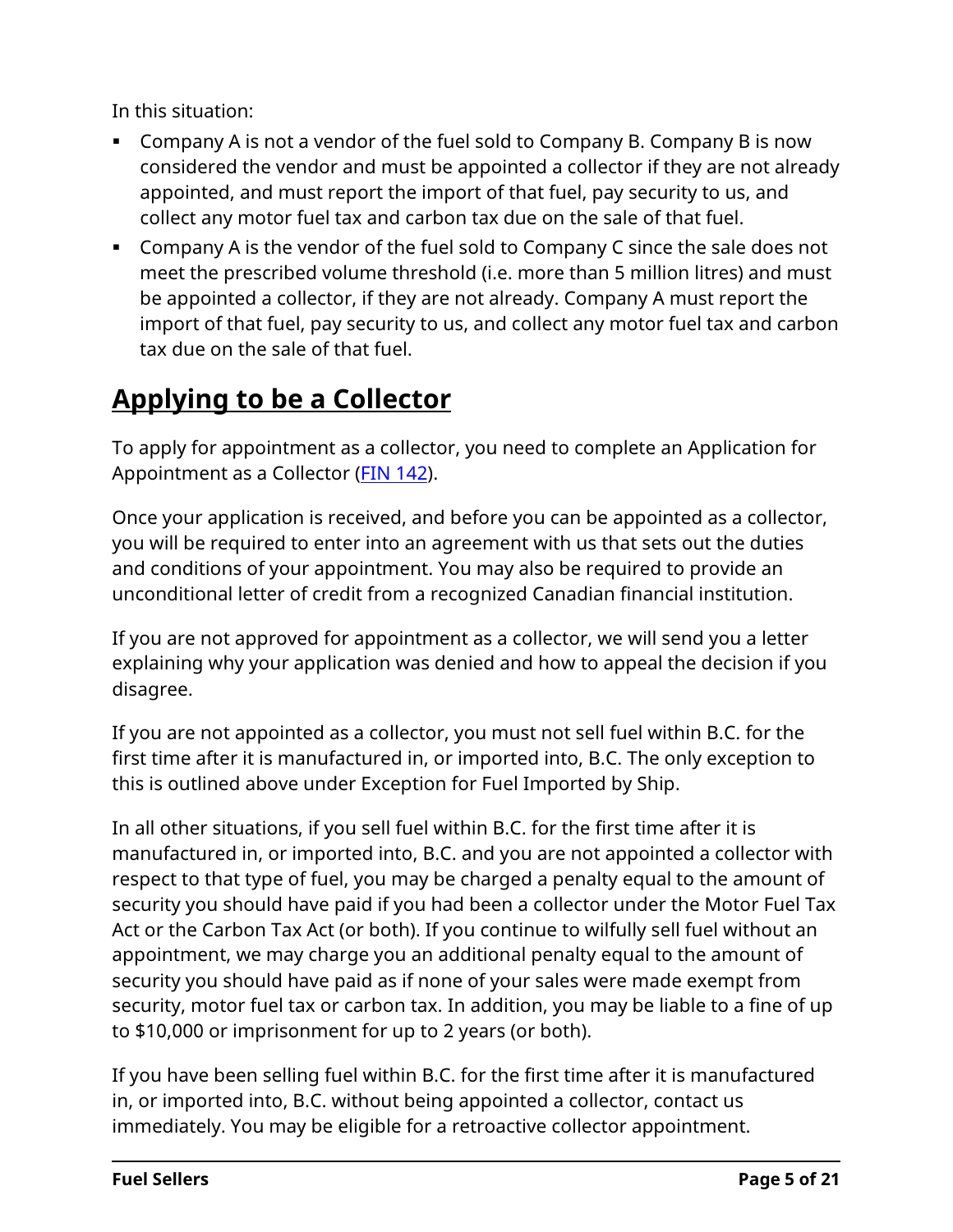In this situation:

- Company A is not a vendor of the fuel sold to Company B. Company B is now considered the vendor and must be appointed a collector if they are not already appointed, and must report the import of that fuel, pay security to us, and collect any motor fuel tax and carbon tax due on the sale of that fuel.
- Company A is the vendor of the fuel sold to Company C since the sale does not meet the prescribed volume threshold (i.e. more than 5 million litres) and must be appointed a collector, if they are not already. Company A must report the import of that fuel, pay security to us, and collect any motor fuel tax and carbon tax due on the sale of that fuel.

## Applying to be a Collector

To apply for appointment as a collector, you need to complete an Application for Appointment as a Collector (FIN 142).

Once your application is received, and before you can be appointed as a collector, you will be required to enter into an agreement with us that sets out the duties and conditions of your appointment. You may also be required to provide an unconditional letter of credit from a recognized Canadian financial institution.

If you are not approved for appointment as a collector, we will send you a letter explaining why your application was denied and how to appeal the decision if you disagree.

If you are not appointed as a collector, you must not sell fuel within B.C. for the first time after it is manufactured in, or imported into, B.C. The only exception to this is outlined above under Exception for Fuel Imported by Ship.

In all other situations, if you sell fuel within B.C. for the first time after it is manufactured in, or imported into, B.C. and you are not appointed a collector with respect to that type of fuel, you may be charged a penalty equal to the amount of security you should have paid if you had been a collector under the Motor Fuel Tax Act or the Carbon Tax Act (or both). If you continue to wilfully sell fuel without an appointment, we may charge you an additional penalty equal to the amount of security you should have paid as if none of your sales were made exempt from security, motor fuel tax or carbon tax. In addition, you may be liable to a fine of up to $10,000 or imprisonment for up to 2 years (or both).

If you have been selling fuel within B.C. for the first time after it is manufactured in, or imported into, B.C. without being appointed a collector, contact us immediately. You may be eligible for a retroactive collector appointment.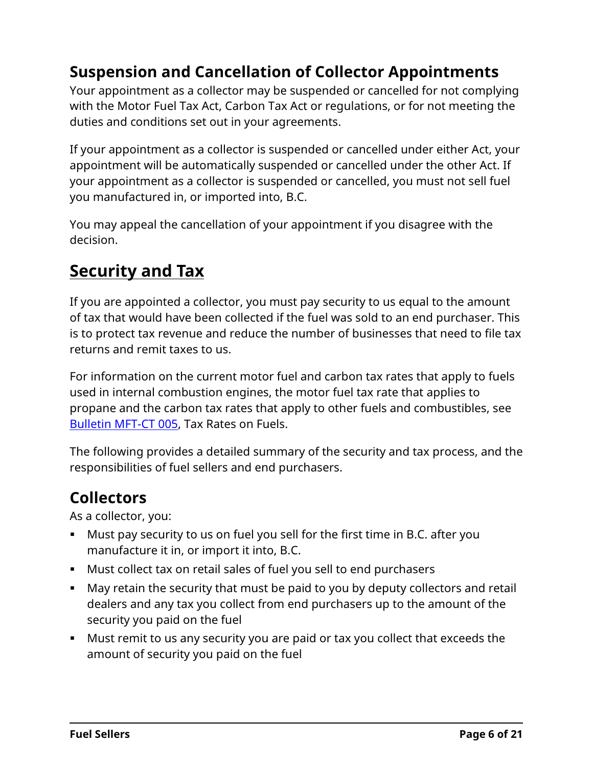## Suspension and Cancellation of Collector Appointments

Your appointment as a collector may be suspended or cancelled for not complying with the Motor Fuel Tax Act, Carbon Tax Act or regulations, or for not meeting the duties and conditions set out in your agreements.

If your appointment as a collector is suspended or cancelled under either Act, your appointment will be automatically suspended or cancelled under the other Act. If your appointment as a collector is suspended or cancelled, you must not sell fuel you manufactured in, or imported into, B.C.

You may appeal the cancellation of your appointment if you disagree with the decision.

# Security and Tax

If you are appointed a collector, you must pay security to us equal to the amount of tax that would have been collected if the fuel was sold to an end purchaser. This is to protect tax revenue and reduce the number of businesses that need to file tax returns and remit taxes to us.

For information on the current motor fuel and carbon tax rates that apply to fuels used in internal combustion engines, the motor fuel tax rate that applies to propane and the carbon tax rates that apply to other fuels and combustibles, see Bulletin MFT-CT 005, Tax Rates on Fuels.

The following provides a detailed summary of the security and tax process, and the responsibilities of fuel sellers and end purchasers.

## Collectors

As a collector, you:

- Must pay security to us on fuel you sell for the first time in B.C. after you manufacture it in, or import it into, B.C.
- Must collect tax on retail sales of fuel you sell to end purchasers
- May retain the security that must be paid to you by deputy collectors and retail dealers and any tax you collect from end purchasers up to the amount of the security you paid on the fuel
- Must remit to us any security you are paid or tax you collect that exceeds the amount of security you paid on the fuel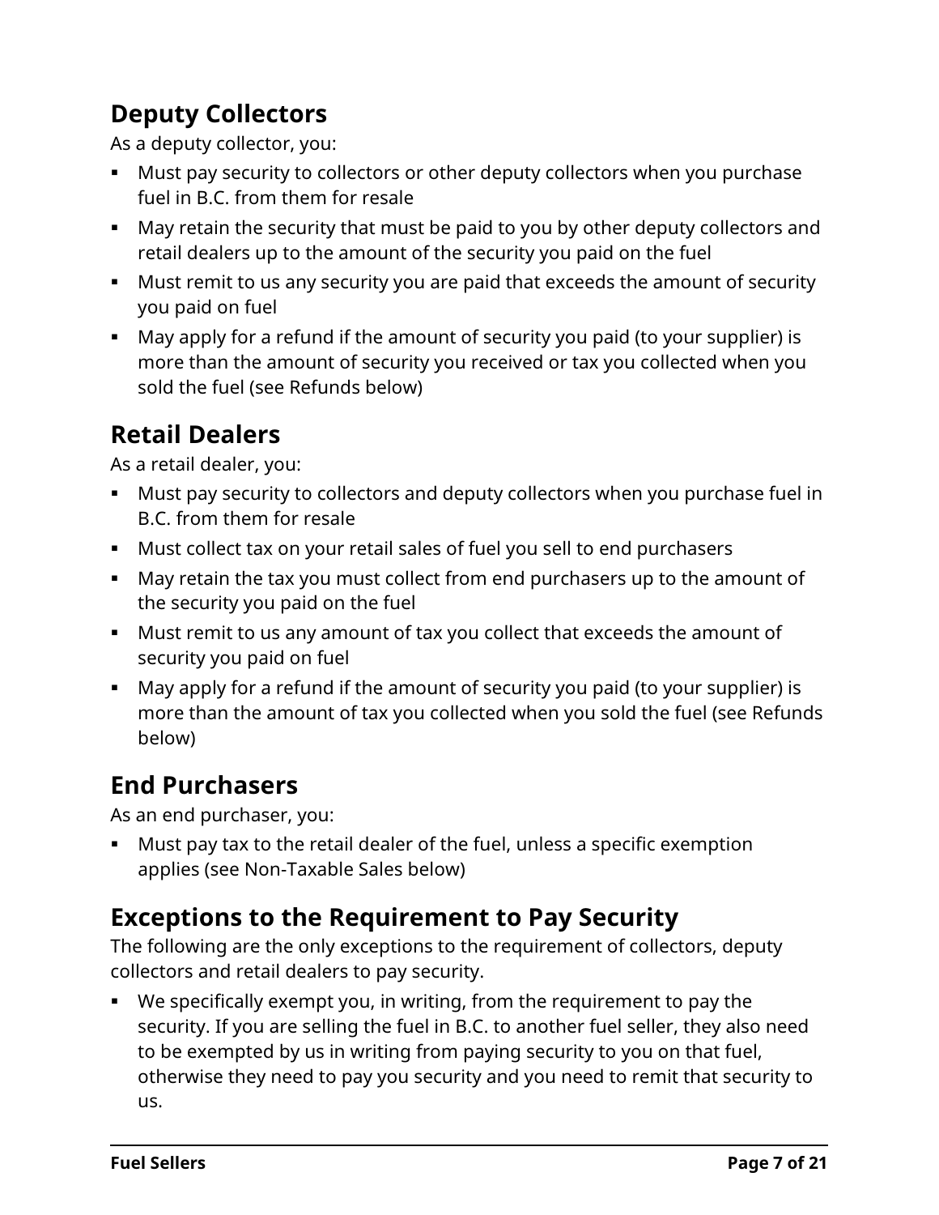## Deputy Collectors

As a deputy collector, you:

- Must pay security to collectors or other deputy collectors when you purchase fuel in B.C. from them for resale
- May retain the security that must be paid to you by other deputy collectors and retail dealers up to the amount of the security you paid on the fuel
- Must remit to us any security you are paid that exceeds the amount of security you paid on fuel
- May apply for a refund if the amount of security you paid (to your supplier) is more than the amount of security you received or tax you collected when you sold the fuel (see Refunds below)

## Retail Dealers

As a retail dealer, you:

- Must pay security to collectors and deputy collectors when you purchase fuel in B.C. from them for resale
- Must collect tax on your retail sales of fuel you sell to end purchasers
- May retain the tax you must collect from end purchasers up to the amount of the security you paid on the fuel
- Must remit to us any amount of tax you collect that exceeds the amount of security you paid on fuel
- May apply for a refund if the amount of security you paid (to your supplier) is more than the amount of tax you collected when you sold the fuel (see Refunds below)

## End Purchasers

As an end purchaser, you:

- Must pay tax to the retail dealer of the fuel, unless a specific exemption applies (see Non-Taxable Sales below)

## Exceptions to the Requirement to Pay Security

The following are the only exceptions to the requirement of collectors, deputy collectors and retail dealers to pay security.

- We specifically exempt you, in writing, from the requirement to pay the security. If you are selling the fuel in B.C. to another fuel seller, they also need to be exempted by us in writing from paying security to you on that fuel, otherwise they need to pay you security and you need to remit that security to us.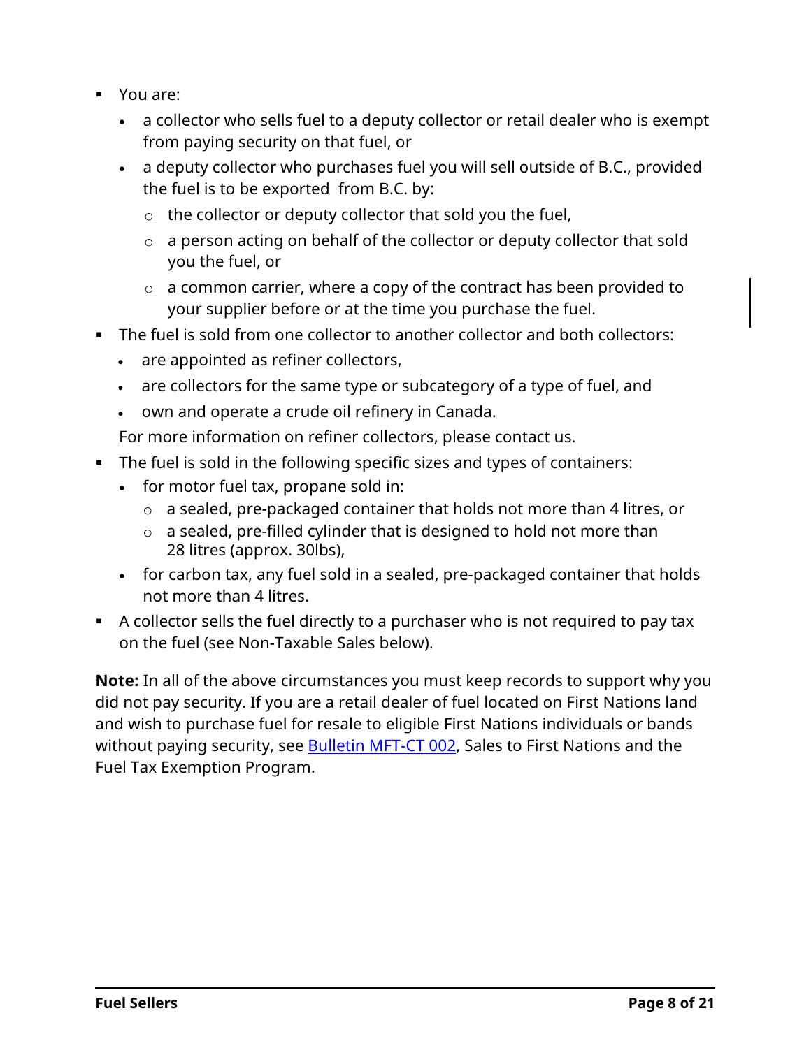- You are:
  - a collector who sells fuel to a deputy collector or retail dealer who is exempt from paying security on that fuel, or
  - a deputy collector who purchases fuel you will sell outside of B.C., provided the fuel is to be exported from B.C. by:
    - the collector or deputy collector that sold you the fuel,
    - a person acting on behalf of the collector or deputy collector that sold you the fuel, or
    - a common carrier, where a copy of the contract has been provided to your supplier before or at the time you purchase the fuel.
- The fuel is sold from one collector to another collector and both collectors:
  - are appointed as refiner collectors,
  - are collectors for the same type or subcategory of a type of fuel, and
  - own and operate a crude oil refinery in Canada.

  For more information on refiner collectors, please contact us.
- The fuel is sold in the following specific sizes and types of containers:
  - for motor fuel tax, propane sold in:
    - a sealed, pre-packaged container that holds not more than 4 litres, or
    - a sealed, pre-filled cylinder that is designed to hold not more than 28 litres (approx. 30lbs),
  - for carbon tax, any fuel sold in a sealed, pre-packaged container that holds not more than 4 litres.
- A collector sells the fuel directly to a purchaser who is not required to pay tax on the fuel (see Non-Taxable Sales below).

**Note:** In all of the above circumstances you must keep records to support why you did not pay security. If you are a retail dealer of fuel located on First Nations land and wish to purchase fuel for resale to eligible First Nations individuals or bands without paying security, see Bulletin MFT-CT 002, Sales to First Nations and the Fuel Tax Exemption Program.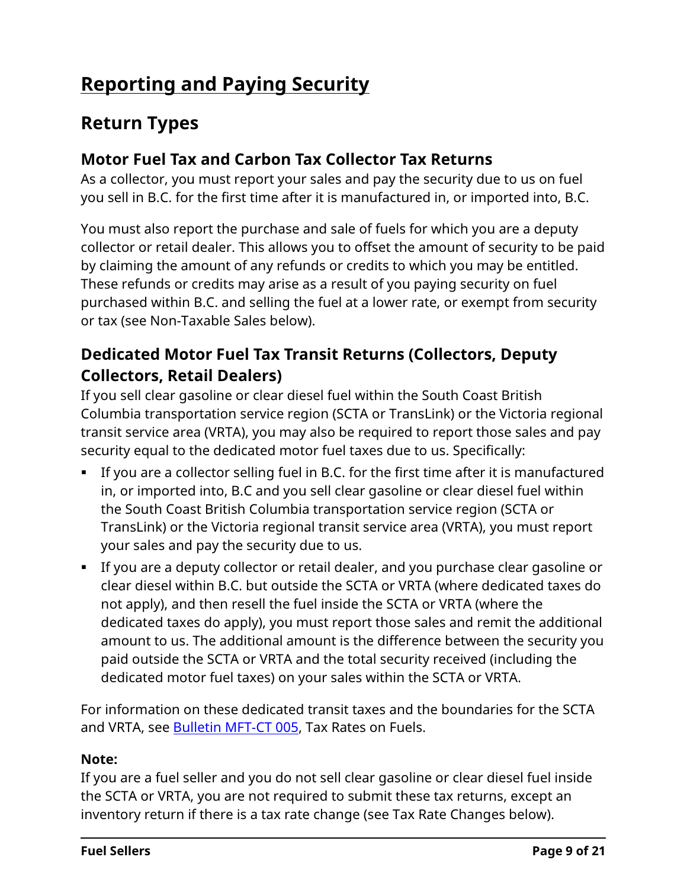# Reporting and Paying Security

## Return Types

### Motor Fuel Tax and Carbon Tax Collector Tax Returns

As a collector, you must report your sales and pay the security due to us on fuel you sell in B.C. for the first time after it is manufactured in, or imported into, B.C.

You must also report the purchase and sale of fuels for which you are a deputy collector or retail dealer. This allows you to offset the amount of security to be paid by claiming the amount of any refunds or credits to which you may be entitled. These refunds or credits may arise as a result of you paying security on fuel purchased within B.C. and selling the fuel at a lower rate, or exempt from security or tax (see Non-Taxable Sales below).

### Dedicated Motor Fuel Tax Transit Returns (Collectors, Deputy Collectors, Retail Dealers)

If you sell clear gasoline or clear diesel fuel within the South Coast British Columbia transportation service region (SCTA or TransLink) or the Victoria regional transit service area (VRTA), you may also be required to report those sales and pay security equal to the dedicated motor fuel taxes due to us. Specifically:

- If you are a collector selling fuel in B.C. for the first time after it is manufactured in, or imported into, B.C and you sell clear gasoline or clear diesel fuel within the South Coast British Columbia transportation service region (SCTA or TransLink) or the Victoria regional transit service area (VRTA), you must report your sales and pay the security due to us.
- If you are a deputy collector or retail dealer, and you purchase clear gasoline or clear diesel within B.C. but outside the SCTA or VRTA (where dedicated taxes do not apply), and then resell the fuel inside the SCTA or VRTA (where the dedicated taxes do apply), you must report those sales and remit the additional amount to us. The additional amount is the difference between the security you paid outside the SCTA or VRTA and the total security received (including the dedicated motor fuel taxes) on your sales within the SCTA or VRTA.

For information on these dedicated transit taxes and the boundaries for the SCTA and VRTA, see Bulletin MFT-CT 005, Tax Rates on Fuels.

**Note:**
If you are a fuel seller and you do not sell clear gasoline or clear diesel fuel inside the SCTA or VRTA, you are not required to submit these tax returns, except an inventory return if there is a tax rate change (see Tax Rate Changes below).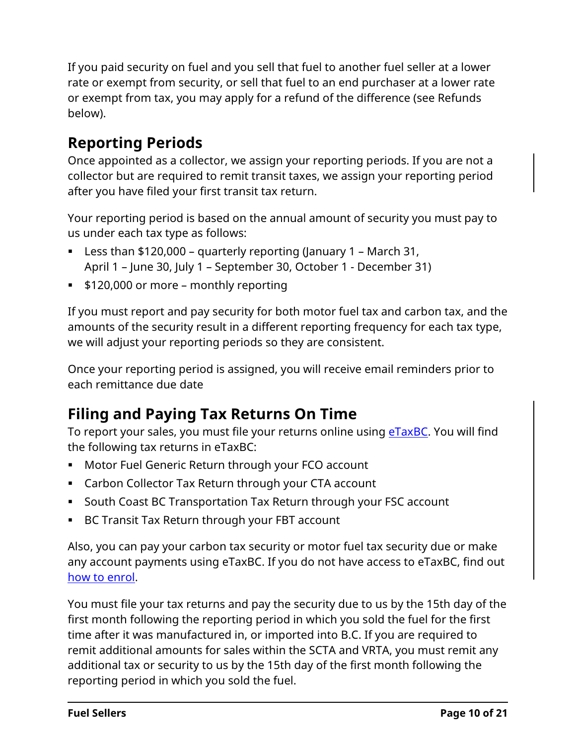If you paid security on fuel and you sell that fuel to another fuel seller at a lower rate or exempt from security, or sell that fuel to an end purchaser at a lower rate or exempt from tax, you may apply for a refund of the difference (see Refunds below).

## Reporting Periods

Once appointed as a collector, we assign your reporting periods. If you are not a collector but are required to remit transit taxes, we assign your reporting period after you have filed your first transit tax return.

Your reporting period is based on the annual amount of security you must pay to us under each tax type as follows:

- Less than $120,000 – quarterly reporting (January 1 – March 31, April 1 – June 30, July 1 – September 30, October 1 - December 31)
- $120,000 or more – monthly reporting

If you must report and pay security for both motor fuel tax and carbon tax, and the amounts of the security result in a different reporting frequency for each tax type, we will adjust your reporting periods so they are consistent.

Once your reporting period is assigned, you will receive email reminders prior to each remittance due date

## Filing and Paying Tax Returns On Time

To report your sales, you must file your returns online using eTaxBC. You will find the following tax returns in eTaxBC:

- Motor Fuel Generic Return through your FCO account
- Carbon Collector Tax Return through your CTA account
- South Coast BC Transportation Tax Return through your FSC account
- BC Transit Tax Return through your FBT account

Also, you can pay your carbon tax security or motor fuel tax security due or make any account payments using eTaxBC. If you do not have access to eTaxBC, find out how to enrol.

You must file your tax returns and pay the security due to us by the 15th day of the first month following the reporting period in which you sold the fuel for the first time after it was manufactured in, or imported into B.C. If you are required to remit additional amounts for sales within the SCTA and VRTA, you must remit any additional tax or security to us by the 15th day of the first month following the reporting period in which you sold the fuel.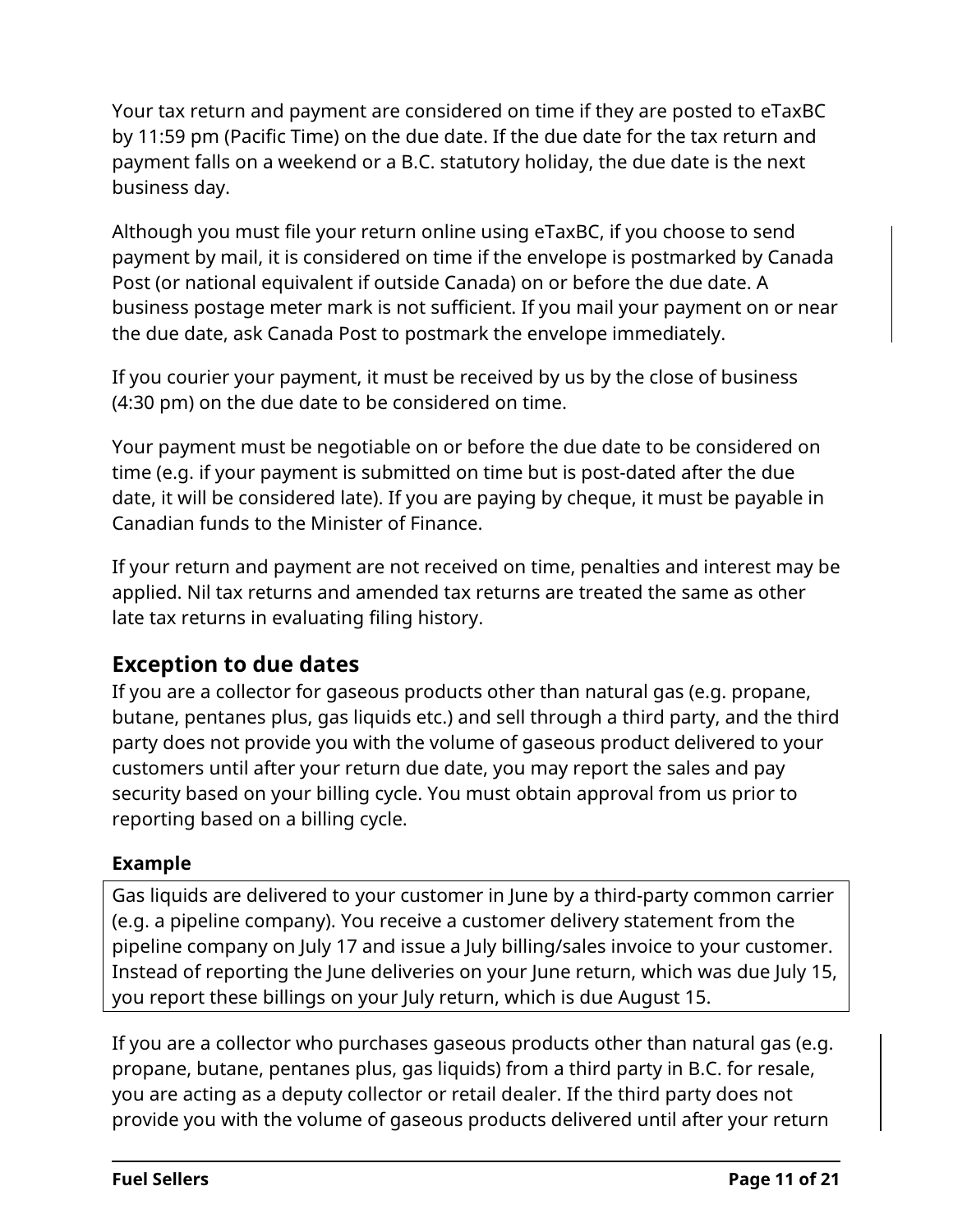Your tax return and payment are considered on time if they are posted to eTaxBC by 11:59 pm (Pacific Time) on the due date. If the due date for the tax return and payment falls on a weekend or a B.C. statutory holiday, the due date is the next business day.

Although you must file your return online using eTaxBC, if you choose to send payment by mail, it is considered on time if the envelope is postmarked by Canada Post (or national equivalent if outside Canada) on or before the due date. A business postage meter mark is not sufficient. If you mail your payment on or near the due date, ask Canada Post to postmark the envelope immediately.

If you courier your payment, it must be received by us by the close of business (4:30 pm) on the due date to be considered on time.

Your payment must be negotiable on or before the due date to be considered on time (e.g. if your payment is submitted on time but is post-dated after the due date, it will be considered late). If you are paying by cheque, it must be payable in Canadian funds to the Minister of Finance.

If your return and payment are not received on time, penalties and interest may be applied. Nil tax returns and amended tax returns are treated the same as other late tax returns in evaluating filing history.

## Exception to due dates

If you are a collector for gaseous products other than natural gas (e.g. propane, butane, pentanes plus, gas liquids etc.) and sell through a third party, and the third party does not provide you with the volume of gaseous product delivered to your customers until after your return due date, you may report the sales and pay security based on your billing cycle. You must obtain approval from us prior to reporting based on a billing cycle.

**Example**

> Gas liquids are delivered to your customer in June by a third-party common carrier (e.g. a pipeline company). You receive a customer delivery statement from the pipeline company on July 17 and issue a July billing/sales invoice to your customer. Instead of reporting the June deliveries on your June return, which was due July 15, you report these billings on your July return, which is due August 15.

If you are a collector who purchases gaseous products other than natural gas (e.g. propane, butane, pentanes plus, gas liquids) from a third party in B.C. for resale, you are acting as a deputy collector or retail dealer. If the third party does not provide you with the volume of gaseous products delivered until after your return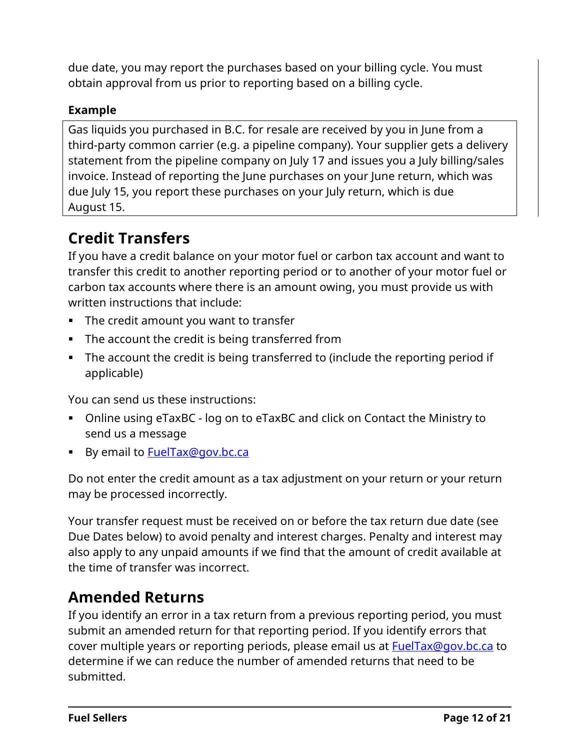due date, you may report the purchases based on your billing cycle. You must obtain approval from us prior to reporting based on a billing cycle.

**Example**

> Gas liquids you purchased in B.C. for resale are received by you in June from a third-party common carrier (e.g. a pipeline company). Your supplier gets a delivery statement from the pipeline company on July 17 and issues you a July billing/sales invoice. Instead of reporting the June purchases on your June return, which was due July 15, you report these purchases on your July return, which is due August 15.

## Credit Transfers

If you have a credit balance on your motor fuel or carbon tax account and want to transfer this credit to another reporting period or to another of your motor fuel or carbon tax accounts where there is an amount owing, you must provide us with written instructions that include:

- The credit amount you want to transfer
- The account the credit is being transferred from
- The account the credit is being transferred to (include the reporting period if applicable)

You can send us these instructions:

- Online using eTaxBC - log on to eTaxBC and click on Contact the Ministry to send us a message
- By email to FuelTax@gov.bc.ca

Do not enter the credit amount as a tax adjustment on your return or your return may be processed incorrectly.

Your transfer request must be received on or before the tax return due date (see Due Dates below) to avoid penalty and interest charges. Penalty and interest may also apply to any unpaid amounts if we find that the amount of credit available at the time of transfer was incorrect.

## Amended Returns

If you identify an error in a tax return from a previous reporting period, you must submit an amended return for that reporting period. If you identify errors that cover multiple years or reporting periods, please email us at FuelTax@gov.bc.ca to determine if we can reduce the number of amended returns that need to be submitted.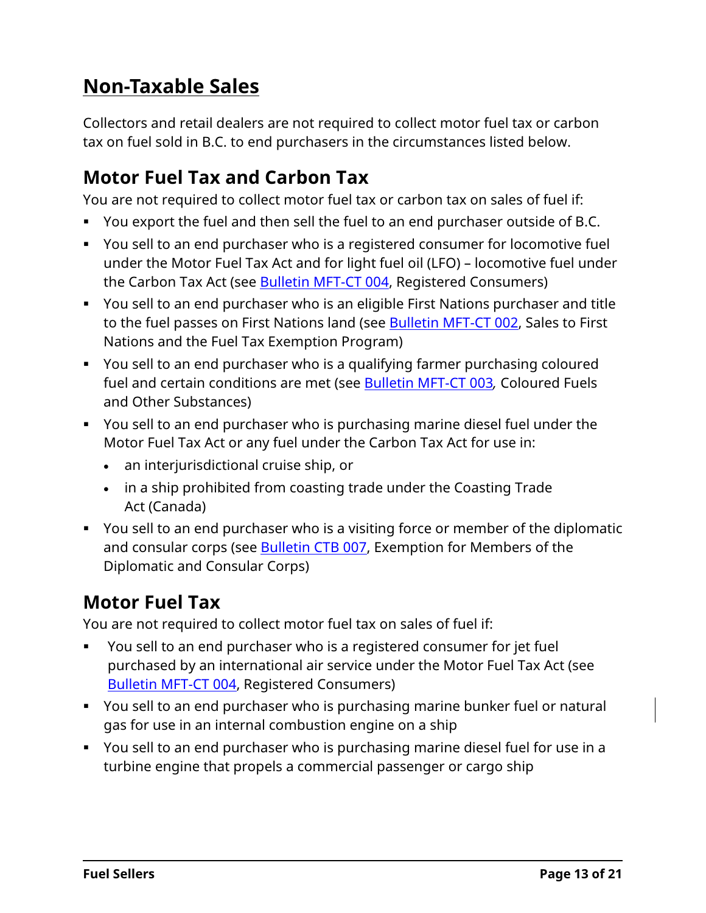# Non-Taxable Sales

Collectors and retail dealers are not required to collect motor fuel tax or carbon tax on fuel sold in B.C. to end purchasers in the circumstances listed below.

## Motor Fuel Tax and Carbon Tax

You are not required to collect motor fuel tax or carbon tax on sales of fuel if:

- You export the fuel and then sell the fuel to an end purchaser outside of B.C.
- You sell to an end purchaser who is a registered consumer for locomotive fuel under the Motor Fuel Tax Act and for light fuel oil (LFO) – locomotive fuel under the Carbon Tax Act (see Bulletin MFT-CT 004, Registered Consumers)
- You sell to an end purchaser who is an eligible First Nations purchaser and title to the fuel passes on First Nations land (see Bulletin MFT-CT 002, Sales to First Nations and the Fuel Tax Exemption Program)
- You sell to an end purchaser who is a qualifying farmer purchasing coloured fuel and certain conditions are met (see Bulletin MFT-CT 003, Coloured Fuels and Other Substances)
- You sell to an end purchaser who is purchasing marine diesel fuel under the Motor Fuel Tax Act or any fuel under the Carbon Tax Act for use in:
  - an interjurisdictional cruise ship, or
  - in a ship prohibited from coasting trade under the Coasting Trade Act (Canada)
- You sell to an end purchaser who is a visiting force or member of the diplomatic and consular corps (see Bulletin CTB 007, Exemption for Members of the Diplomatic and Consular Corps)

## Motor Fuel Tax

You are not required to collect motor fuel tax on sales of fuel if:

- You sell to an end purchaser who is a registered consumer for jet fuel purchased by an international air service under the Motor Fuel Tax Act (see Bulletin MFT-CT 004, Registered Consumers)
- You sell to an end purchaser who is purchasing marine bunker fuel or natural gas for use in an internal combustion engine on a ship
- You sell to an end purchaser who is purchasing marine diesel fuel for use in a turbine engine that propels a commercial passenger or cargo ship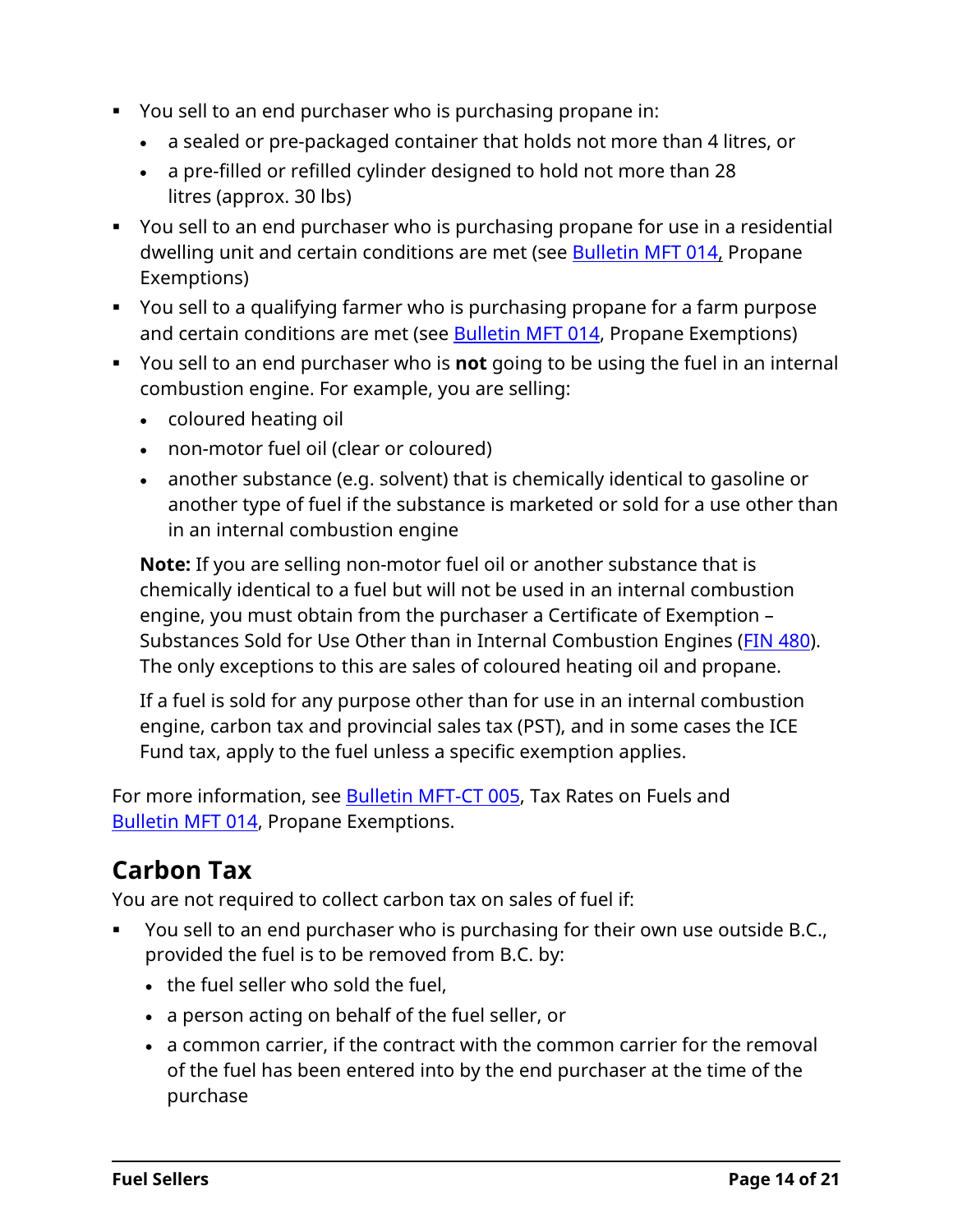- You sell to an end purchaser who is purchasing propane in:
  - a sealed or pre-packaged container that holds not more than 4 litres, or
  - a pre-filled or refilled cylinder designed to hold not more than 28 litres (approx. 30 lbs)
- You sell to an end purchaser who is purchasing propane for use in a residential dwelling unit and certain conditions are met (see Bulletin MFT 014, Propane Exemptions)
- You sell to a qualifying farmer who is purchasing propane for a farm purpose and certain conditions are met (see Bulletin MFT 014, Propane Exemptions)
- You sell to an end purchaser who is **not** going to be using the fuel in an internal combustion engine. For example, you are selling:
  - coloured heating oil
  - non-motor fuel oil (clear or coloured)
  - another substance (e.g. solvent) that is chemically identical to gasoline or another type of fuel if the substance is marketed or sold for a use other than in an internal combustion engine

  **Note:** If you are selling non-motor fuel oil or another substance that is chemically identical to a fuel but will not be used in an internal combustion engine, you must obtain from the purchaser a Certificate of Exemption – Substances Sold for Use Other than in Internal Combustion Engines (FIN 480). The only exceptions to this are sales of coloured heating oil and propane.

  If a fuel is sold for any purpose other than for use in an internal combustion engine, carbon tax and provincial sales tax (PST), and in some cases the ICE Fund tax, apply to the fuel unless a specific exemption applies.

For more information, see Bulletin MFT-CT 005, Tax Rates on Fuels and Bulletin MFT 014, Propane Exemptions.

## Carbon Tax

You are not required to collect carbon tax on sales of fuel if:

- You sell to an end purchaser who is purchasing for their own use outside B.C., provided the fuel is to be removed from B.C. by:
  - the fuel seller who sold the fuel,
  - a person acting on behalf of the fuel seller, or
  - a common carrier, if the contract with the common carrier for the removal of the fuel has been entered into by the end purchaser at the time of the purchase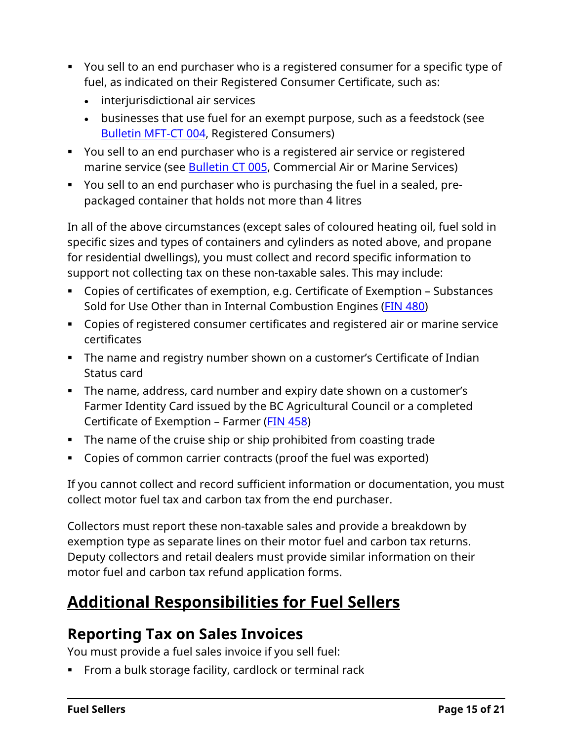- You sell to an end purchaser who is a registered consumer for a specific type of fuel, as indicated on their Registered Consumer Certificate, such as:
  - interjurisdictional air services
  - businesses that use fuel for an exempt purpose, such as a feedstock (see [Bulletin MFT-CT 004](), Registered Consumers)
- You sell to an end purchaser who is a registered air service or registered marine service (see [Bulletin CT 005](), Commercial Air or Marine Services)
- You sell to an end purchaser who is purchasing the fuel in a sealed, pre-packaged container that holds not more than 4 litres

In all of the above circumstances (except sales of coloured heating oil, fuel sold in specific sizes and types of containers and cylinders as noted above, and propane for residential dwellings), you must collect and record specific information to support not collecting tax on these non-taxable sales. This may include:

- Copies of certificates of exemption, e.g. Certificate of Exemption – Substances Sold for Use Other than in Internal Combustion Engines ([FIN 480]())
- Copies of registered consumer certificates and registered air or marine service certificates
- The name and registry number shown on a customer's Certificate of Indian Status card
- The name, address, card number and expiry date shown on a customer's Farmer Identity Card issued by the BC Agricultural Council or a completed Certificate of Exemption – Farmer ([FIN 458]())
- The name of the cruise ship or ship prohibited from coasting trade
- Copies of common carrier contracts (proof the fuel was exported)

If you cannot collect and record sufficient information or documentation, you must collect motor fuel tax and carbon tax from the end purchaser.

Collectors must report these non-taxable sales and provide a breakdown by exemption type as separate lines on their motor fuel and carbon tax returns. Deputy collectors and retail dealers must provide similar information on their motor fuel and carbon tax refund application forms.

# Additional Responsibilities for Fuel Sellers

## Reporting Tax on Sales Invoices

You must provide a fuel sales invoice if you sell fuel:

- From a bulk storage facility, cardlock or terminal rack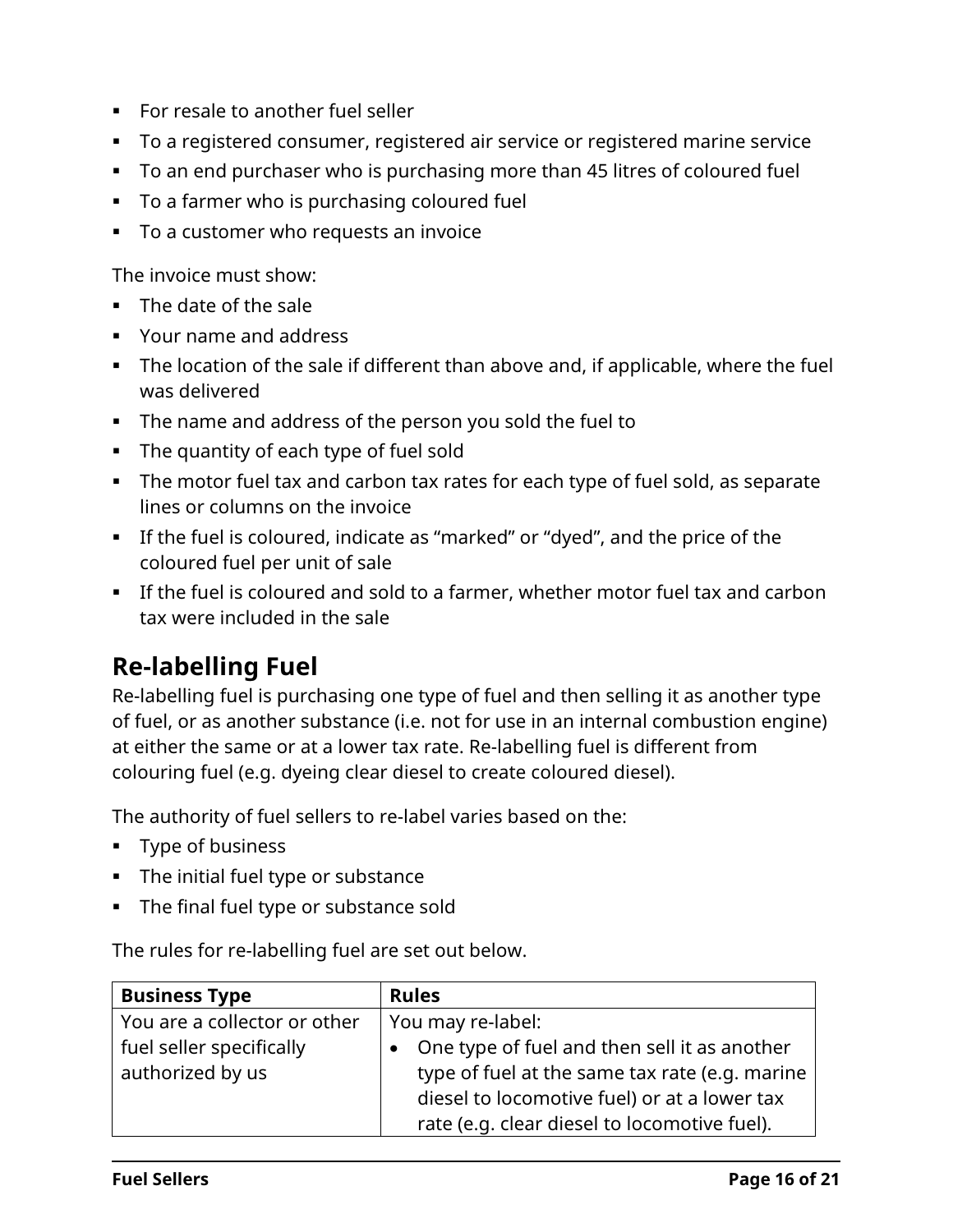- For resale to another fuel seller
- To a registered consumer, registered air service or registered marine service
- To an end purchaser who is purchasing more than 45 litres of coloured fuel
- To a farmer who is purchasing coloured fuel
- To a customer who requests an invoice

The invoice must show:

- The date of the sale
- Your name and address
- The location of the sale if different than above and, if applicable, where the fuel was delivered
- The name and address of the person you sold the fuel to
- The quantity of each type of fuel sold
- The motor fuel tax and carbon tax rates for each type of fuel sold, as separate lines or columns on the invoice
- If the fuel is coloured, indicate as “marked” or “dyed”, and the price of the coloured fuel per unit of sale
- If the fuel is coloured and sold to a farmer, whether motor fuel tax and carbon tax were included in the sale

## Re-labelling Fuel

Re-labelling fuel is purchasing one type of fuel and then selling it as another type of fuel, or as another substance (i.e. not for use in an internal combustion engine) at either the same or at a lower tax rate. Re-labelling fuel is different from colouring fuel (e.g. dyeing clear diesel to create coloured diesel).

The authority of fuel sellers to re-label varies based on the:

- Type of business
- The initial fuel type or substance
- The final fuel type or substance sold

The rules for re-labelling fuel are set out below.

| Business Type | Rules |
|---|---|
| You are a collector or other fuel seller specifically authorized by us | You may re-label:<br>• One type of fuel and then sell it as another type of fuel at the same tax rate (e.g. marine diesel to locomotive fuel) or at a lower tax rate (e.g. clear diesel to locomotive fuel). |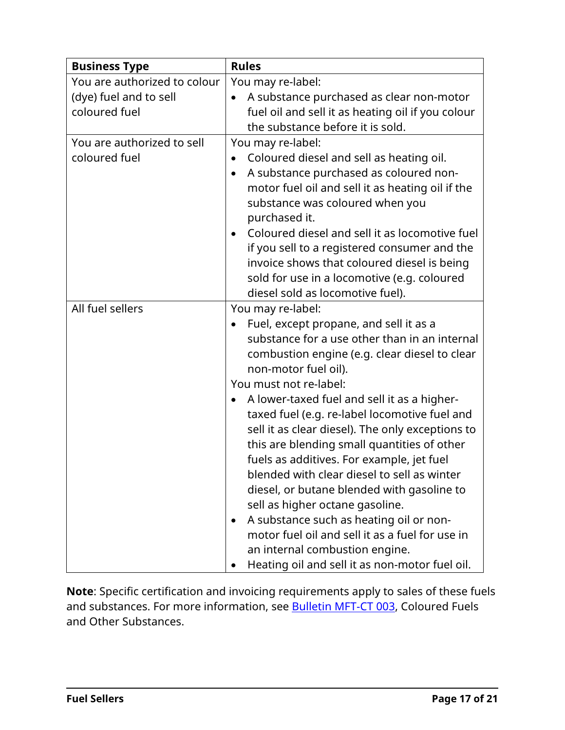| Business Type | Rules |
| --- | --- |
| You are authorized to colour (dye) fuel and to sell coloured fuel | You may re-label:<br>• A substance purchased as clear non-motor fuel oil and sell it as heating oil if you colour the substance before it is sold. |
| You are authorized to sell coloured fuel | You may re-label:<br>• Coloured diesel and sell as heating oil.<br>• A substance purchased as coloured non-motor fuel oil and sell it as heating oil if the substance was coloured when you purchased it.<br>• Coloured diesel and sell it as locomotive fuel if you sell to a registered consumer and the invoice shows that coloured diesel is being sold for use in a locomotive (e.g. coloured diesel sold as locomotive fuel). |
| All fuel sellers | You may re-label:<br>• Fuel, except propane, and sell it as a substance for a use other than in an internal combustion engine (e.g. clear diesel to clear non-motor fuel oil).<br>You must not re-label:<br>• A lower-taxed fuel and sell it as a higher-taxed fuel (e.g. re-label locomotive fuel and sell it as clear diesel). The only exceptions to this are blending small quantities of other fuels as additives. For example, jet fuel blended with clear diesel to sell as winter diesel, or butane blended with gasoline to sell as higher octane gasoline.<br>• A substance such as heating oil or non-motor fuel oil and sell it as a fuel for use in an internal combustion engine.<br>• Heating oil and sell it as non-motor fuel oil. |

**Note**: Specific certification and invoicing requirements apply to sales of these fuels and substances. For more information, see Bulletin MFT-CT 003, Coloured Fuels and Other Substances.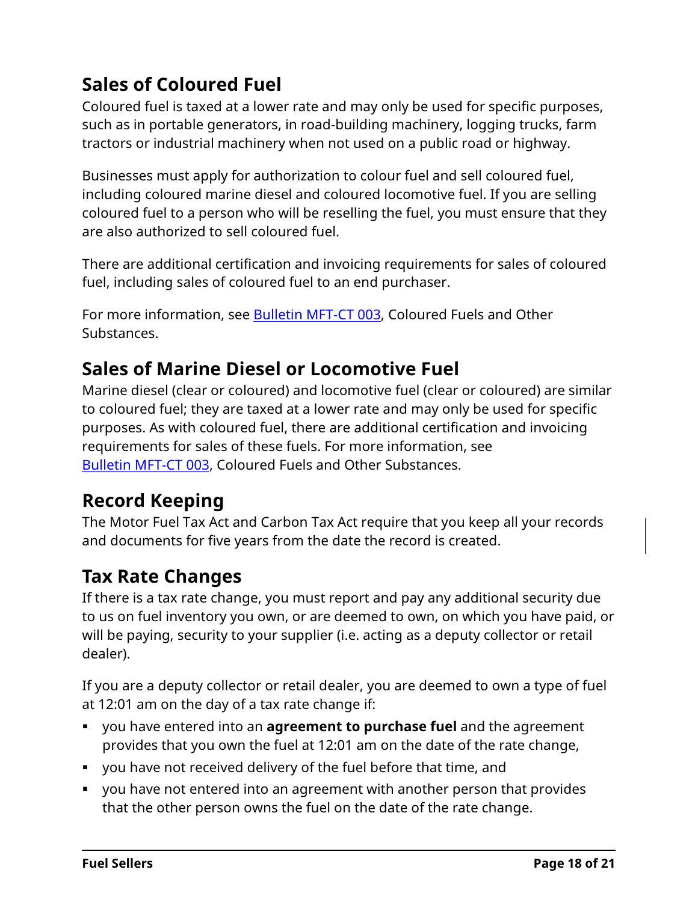## Sales of Coloured Fuel

Coloured fuel is taxed at a lower rate and may only be used for specific purposes, such as in portable generators, in road-building machinery, logging trucks, farm tractors or industrial machinery when not used on a public road or highway.

Businesses must apply for authorization to colour fuel and sell coloured fuel, including coloured marine diesel and coloured locomotive fuel. If you are selling coloured fuel to a person who will be reselling the fuel, you must ensure that they are also authorized to sell coloured fuel.

There are additional certification and invoicing requirements for sales of coloured fuel, including sales of coloured fuel to an end purchaser.

For more information, see Bulletin MFT-CT 003, Coloured Fuels and Other Substances.

## Sales of Marine Diesel or Locomotive Fuel

Marine diesel (clear or coloured) and locomotive fuel (clear or coloured) are similar to coloured fuel; they are taxed at a lower rate and may only be used for specific purposes. As with coloured fuel, there are additional certification and invoicing requirements for sales of these fuels. For more information, see Bulletin MFT-CT 003, Coloured Fuels and Other Substances.

## Record Keeping

The Motor Fuel Tax Act and Carbon Tax Act require that you keep all your records and documents for five years from the date the record is created.

## Tax Rate Changes

If there is a tax rate change, you must report and pay any additional security due to us on fuel inventory you own, or are deemed to own, on which you have paid, or will be paying, security to your supplier (i.e. acting as a deputy collector or retail dealer).

If you are a deputy collector or retail dealer, you are deemed to own a type of fuel at 12:01 am on the day of a tax rate change if:

- you have entered into an **agreement to purchase fuel** and the agreement provides that you own the fuel at 12:01 am on the date of the rate change,
- you have not received delivery of the fuel before that time, and
- you have not entered into an agreement with another person that provides that the other person owns the fuel on the date of the rate change.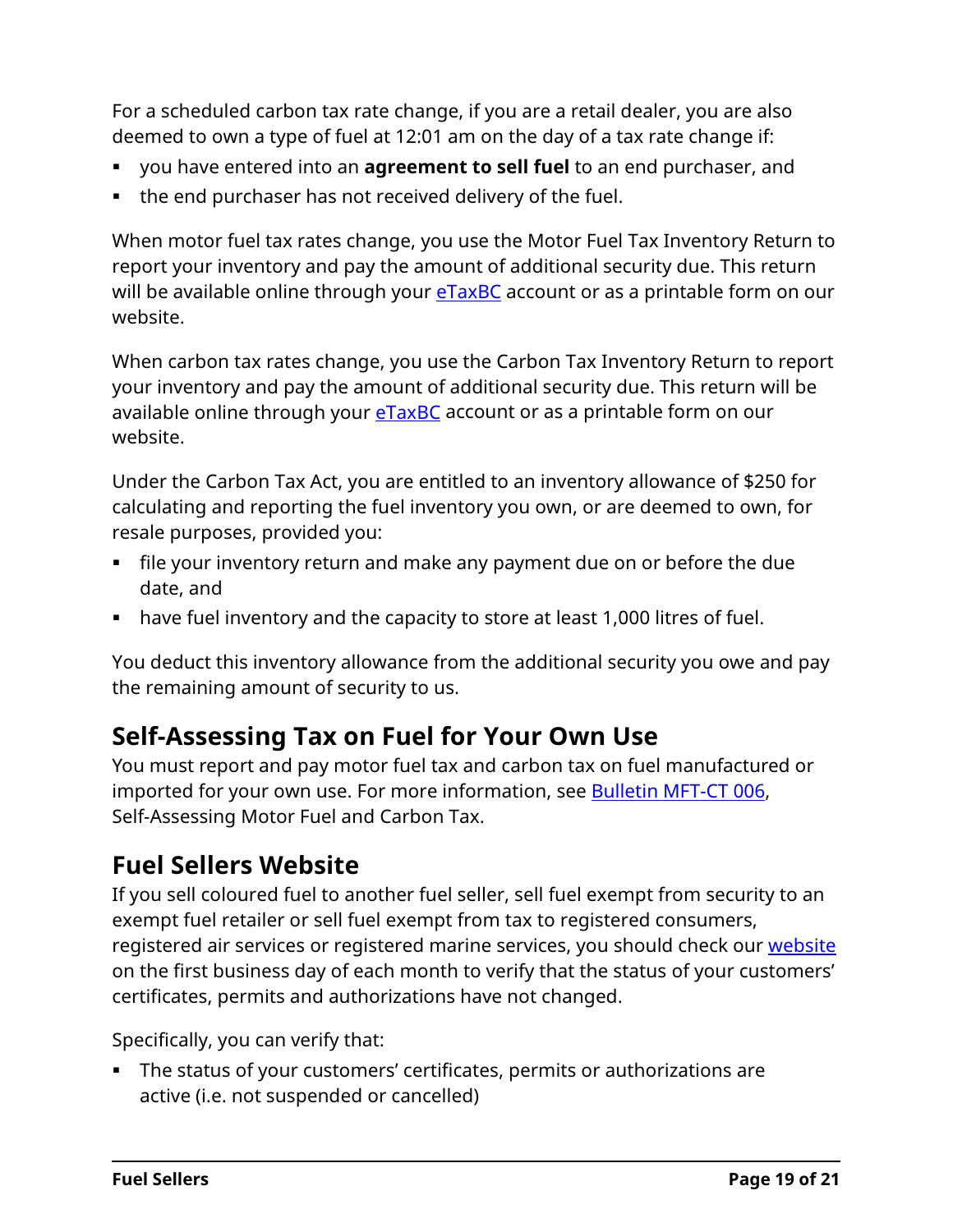For a scheduled carbon tax rate change, if you are a retail dealer, you are also deemed to own a type of fuel at 12:01 am on the day of a tax rate change if:

- you have entered into an **agreement to sell fuel** to an end purchaser, and
- the end purchaser has not received delivery of the fuel.

When motor fuel tax rates change, you use the Motor Fuel Tax Inventory Return to report your inventory and pay the amount of additional security due. This return will be available online through your eTaxBC account or as a printable form on our website.

When carbon tax rates change, you use the Carbon Tax Inventory Return to report your inventory and pay the amount of additional security due. This return will be available online through your eTaxBC account or as a printable form on our website.

Under the Carbon Tax Act, you are entitled to an inventory allowance of $250 for calculating and reporting the fuel inventory you own, or are deemed to own, for resale purposes, provided you:

- file your inventory return and make any payment due on or before the due date, and
- have fuel inventory and the capacity to store at least 1,000 litres of fuel.

You deduct this inventory allowance from the additional security you owe and pay the remaining amount of security to us.

## Self-Assessing Tax on Fuel for Your Own Use

You must report and pay motor fuel tax and carbon tax on fuel manufactured or imported for your own use. For more information, see Bulletin MFT-CT 006, Self-Assessing Motor Fuel and Carbon Tax.

## Fuel Sellers Website

If you sell coloured fuel to another fuel seller, sell fuel exempt from security to an exempt fuel retailer or sell fuel exempt from tax to registered consumers, registered air services or registered marine services, you should check our website on the first business day of each month to verify that the status of your customers' certificates, permits and authorizations have not changed.

Specifically, you can verify that:

- The status of your customers' certificates, permits or authorizations are active (i.e. not suspended or cancelled)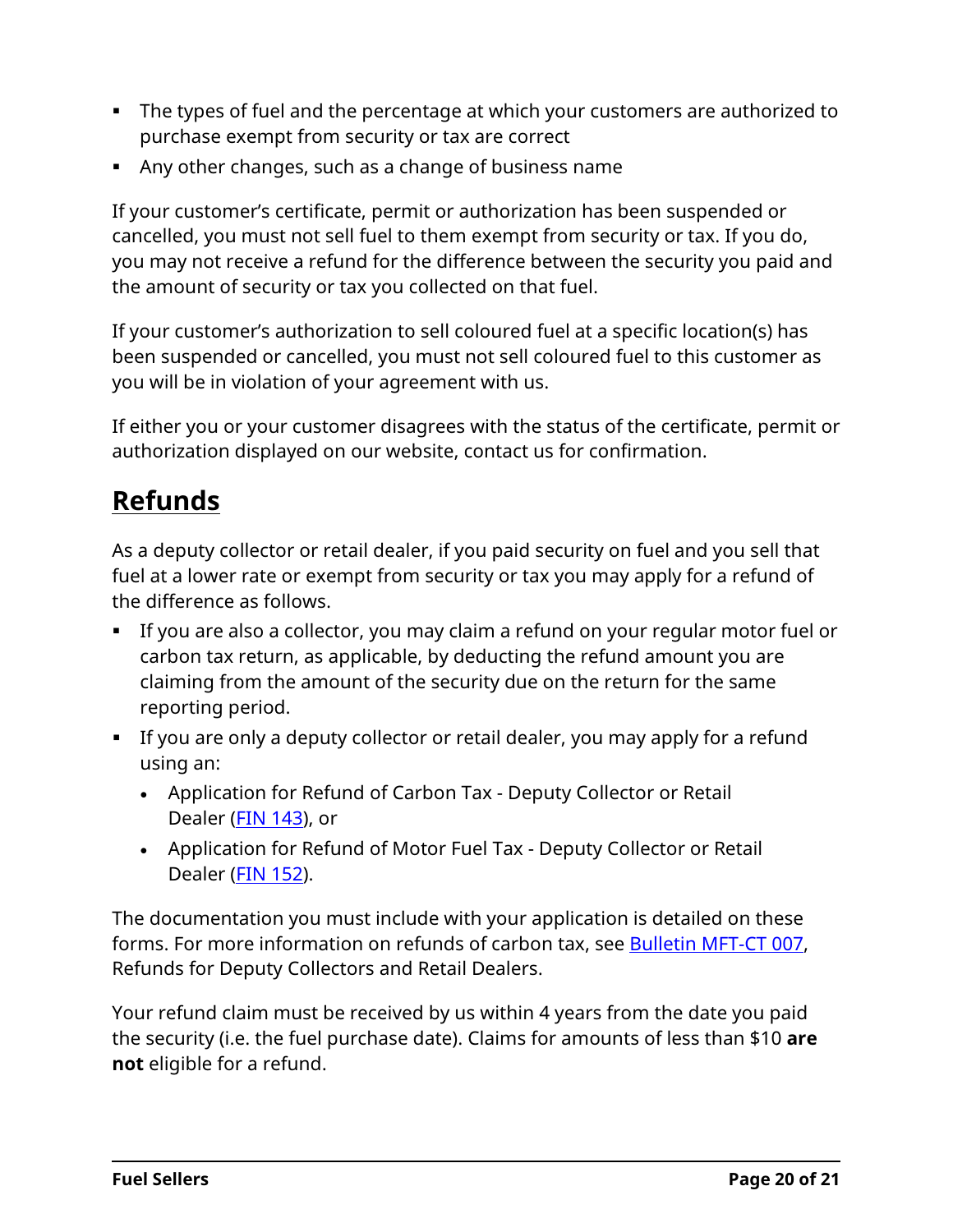- The types of fuel and the percentage at which your customers are authorized to purchase exempt from security or tax are correct
- Any other changes, such as a change of business name

If your customer's certificate, permit or authorization has been suspended or cancelled, you must not sell fuel to them exempt from security or tax. If you do, you may not receive a refund for the difference between the security you paid and the amount of security or tax you collected on that fuel.

If your customer's authorization to sell coloured fuel at a specific location(s) has been suspended or cancelled, you must not sell coloured fuel to this customer as you will be in violation of your agreement with us.

If either you or your customer disagrees with the status of the certificate, permit or authorization displayed on our website, contact us for confirmation.

## Refunds

As a deputy collector or retail dealer, if you paid security on fuel and you sell that fuel at a lower rate or exempt from security or tax you may apply for a refund of the difference as follows.

- If you are also a collector, you may claim a refund on your regular motor fuel or carbon tax return, as applicable, by deducting the refund amount you are claiming from the amount of the security due on the return for the same reporting period.
- If you are only a deputy collector or retail dealer, you may apply for a refund using an:
  - Application for Refund of Carbon Tax - Deputy Collector or Retail Dealer (FIN 143), or
  - Application for Refund of Motor Fuel Tax - Deputy Collector or Retail Dealer (FIN 152).

The documentation you must include with your application is detailed on these forms. For more information on refunds of carbon tax, see Bulletin MFT-CT 007, Refunds for Deputy Collectors and Retail Dealers.

Your refund claim must be received by us within 4 years from the date you paid the security (i.e. the fuel purchase date). Claims for amounts of less than $10 **are not** eligible for a refund.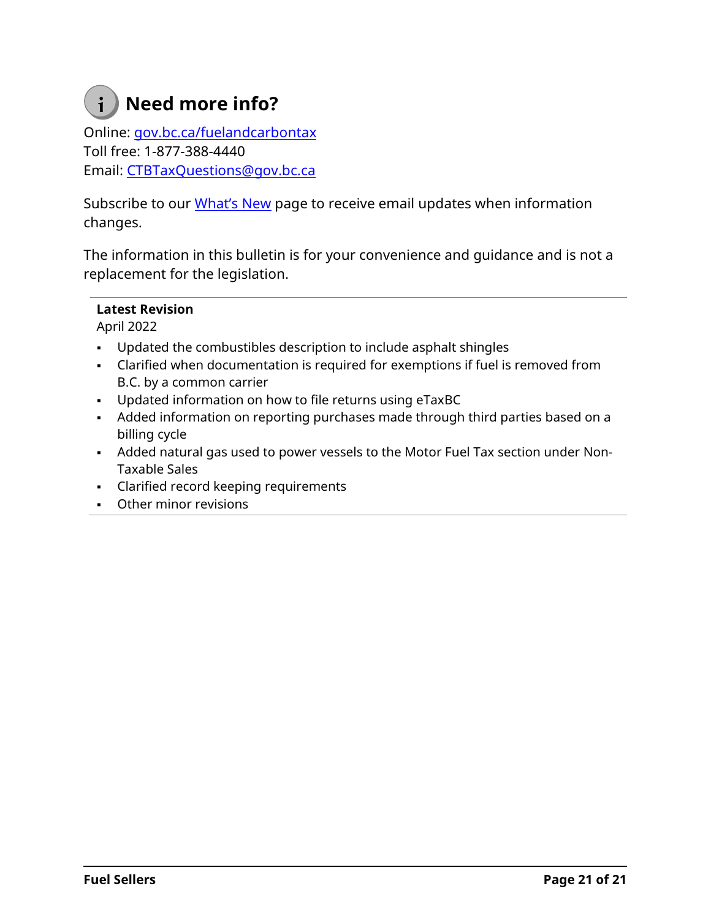## Need more info?

Online: [gov.bc.ca/fuelandcarbontax](gov.bc.ca/fuelandcarbontax)
Toll free: 1-877-388-4440
Email: [CTBTaxQuestions@gov.bc.ca](mailto:CTBTaxQuestions@gov.bc.ca)

Subscribe to our [What's New](What's New) page to receive email updates when information changes.

The information in this bulletin is for your convenience and guidance and is not a replacement for the legislation.

---

**Latest Revision**

April 2022

- Updated the combustibles description to include asphalt shingles
- Clarified when documentation is required for exemptions if fuel is removed from B.C. by a common carrier
- Updated information on how to file returns using eTaxBC
- Added information on reporting purchases made through third parties based on a billing cycle
- Added natural gas used to power vessels to the Motor Fuel Tax section under Non-Taxable Sales
- Clarified record keeping requirements
- Other minor revisions

---